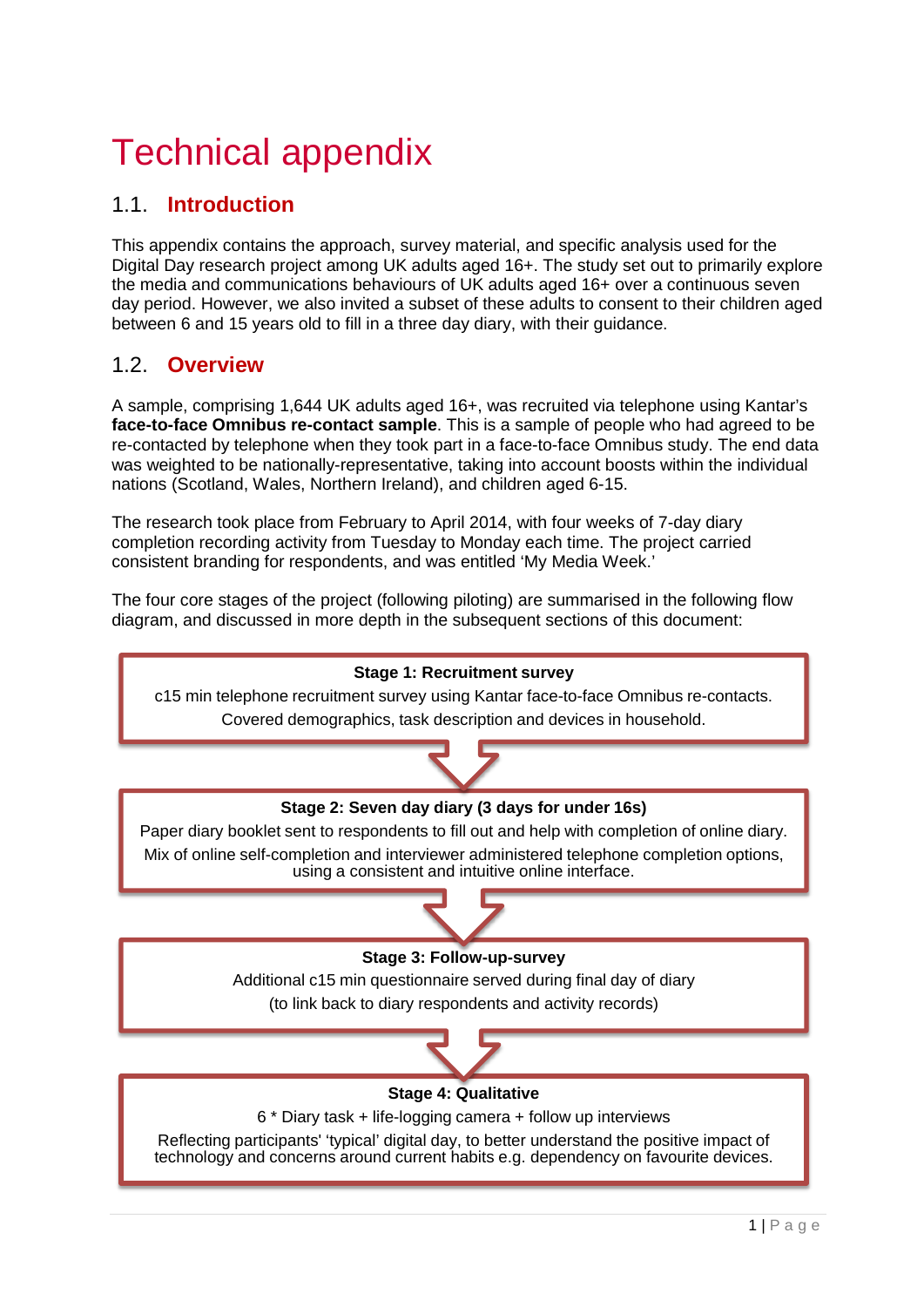# Technical appendix

## 1.1. Introduction

This appendix contains the approach, survey material, and specific analysis used for the Digital Day research project among UK adults aged 16+. The study set out to primarily explore the media and communications behaviours of UK adults aged 16+ over a continuous seven day period. However, we also invited a subset of these adults to consent to their children aged between 6 and 15 years old to fill in a three day diary, with their guidance.

## 1.2. Overview

A sample, comprising 1,644 UK adults aged 16+, was recruited via telephone using Kantar's **face-to-face Omnibus re-contact sample**. This is a sample of people who had agreed to be re-contacted by telephone when they took part in a face-to-face Omnibus study. The end data was weighted to be nationally-representative, taking into account boosts within the individual nations (Scotland, Wales, Northern Ireland), and children aged 6-15.

The research took place from February to April 2014, with four weeks of 7-day diary completion recording activity from Tuesday to Monday each time. The project carried consistent branding for respondents, and was entitled 'My Media Week.'

The four core stages of the project (following piloting) are summarised in the following flow diagram, and discussed in more depth in the subsequent sections of this document:

**Stage 1: Recruitment survey**

c15 min telephone recruitment survey using Kantar face-to-face Omnibus re-contacts. Covered demographics, task description and devices in household.

↓

**Stage 2: Seven day diary (3 days for under 16s)**

Paper diary booklet sent to respondents to fill out and help with completion of online diary. Mix of online self-completion and interviewer administered telephone completion options, using a consistent and intuitive online interface.

↓

**Stage 3: Follow-up-survey**

Additional c15 min questionnaire served during final day of diary (to link back to diary respondents and activity records)

↓

**Stage 4: Qualitative**

6 * Diary task + life-logging camera + follow up interviews

Reflecting participants' 'typical' digital day, to better understand the positive impact of technology and concerns around current habits e.g. dependency on favourite devices.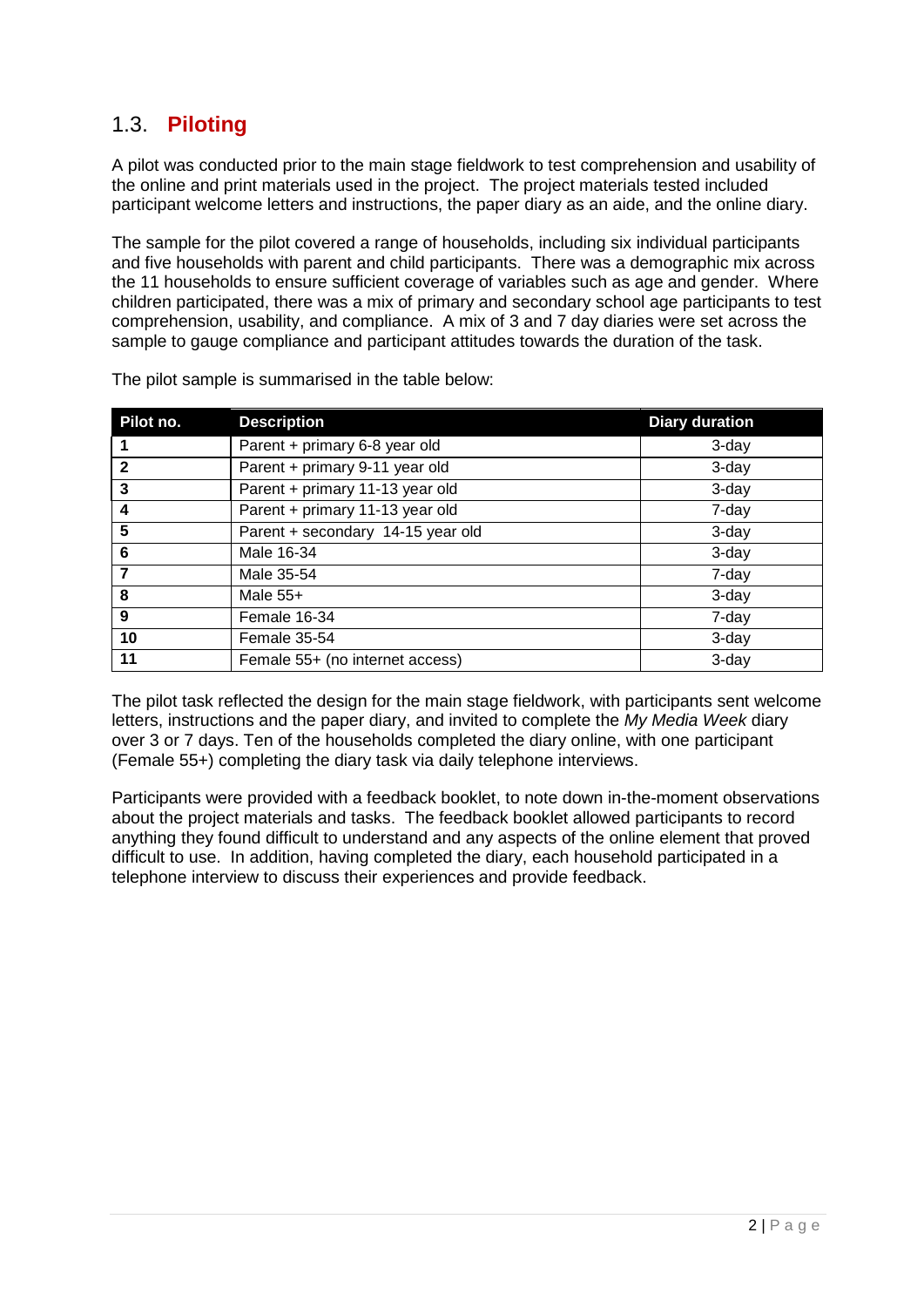## 1.3. **Piloting**

A pilot was conducted prior to the main stage fieldwork to test comprehension and usability of the online and print materials used in the project. The project materials tested included participant welcome letters and instructions, the paper diary as an aide, and the online diary.

The sample for the pilot covered a range of households, including six individual participants and five households with parent and child participants. There was a demographic mix across the 11 households to ensure sufficient coverage of variables such as age and gender. Where children participated, there was a mix of primary and secondary school age participants to test comprehension, usability, and compliance. A mix of 3 and 7 day diaries were set across the sample to gauge compliance and participant attitudes towards the duration of the task.

The pilot sample is summarised in the table below:

| Pilot no. | Description | Diary duration |
|---|---|---|
| **1** | Parent + primary 6-8 year old | 3-day |
| **2** | Parent + primary 9-11 year old | 3-day |
| **3** | Parent + primary 11-13 year old | 3-day |
| **4** | Parent + primary 11-13 year old | 7-day |
| **5** | Parent + secondary 14-15 year old | 3-day |
| **6** | Male 16-34 | 3-day |
| **7** | Male 35-54 | 7-day |
| **8** | Male 55+ | 3-day |
| **9** | Female 16-34 | 7-day |
| **10** | Female 35-54 | 3-day |
| **11** | Female 55+ (no internet access) | 3-day |

The pilot task reflected the design for the main stage fieldwork, with participants sent welcome letters, instructions and the paper diary, and invited to complete the *My Media Week* diary over 3 or 7 days. Ten of the households completed the diary online, with one participant (Female 55+) completing the diary task via daily telephone interviews.

Participants were provided with a feedback booklet, to note down in-the-moment observations about the project materials and tasks. The feedback booklet allowed participants to record anything they found difficult to understand and any aspects of the online element that proved difficult to use. In addition, having completed the diary, each household participated in a telephone interview to discuss their experiences and provide feedback.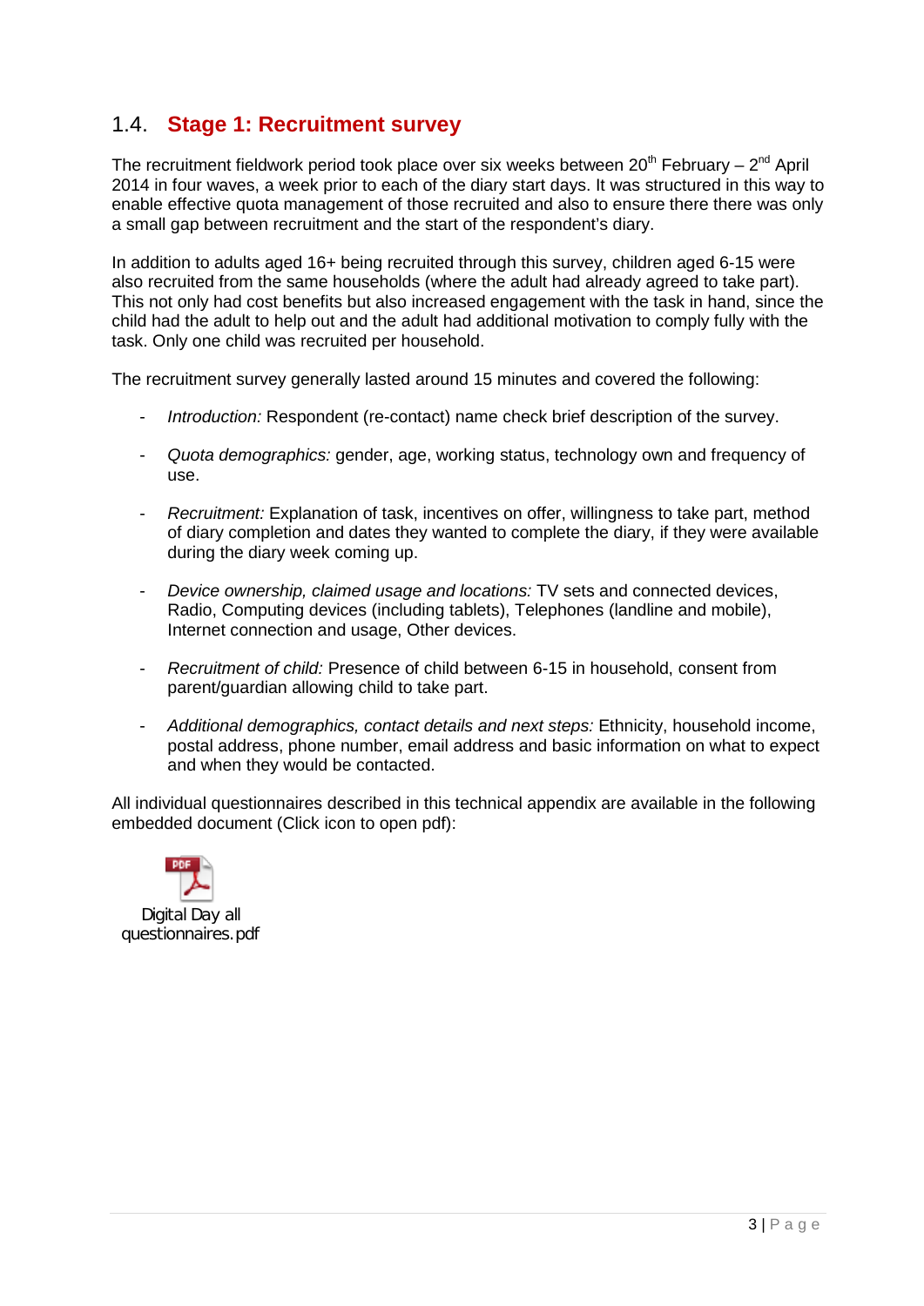## 1.4. Stage 1: Recruitment survey

The recruitment fieldwork period took place over six weeks between 20th February – 2nd April 2014 in four waves, a week prior to each of the diary start days. It was structured in this way to enable effective quota management of those recruited and also to ensure there there was only a small gap between recruitment and the start of the respondent's diary.

In addition to adults aged 16+ being recruited through this survey, children aged 6-15 were also recruited from the same households (where the adult had already agreed to take part). This not only had cost benefits but also increased engagement with the task in hand, since the child had the adult to help out and the adult had additional motivation to comply fully with the task. Only one child was recruited per household.

The recruitment survey generally lasted around 15 minutes and covered the following:

- *Introduction:* Respondent (re-contact) name check brief description of the survey.
- *Quota demographics:* gender, age, working status, technology own and frequency of use.
- *Recruitment:* Explanation of task, incentives on offer, willingness to take part, method of diary completion and dates they wanted to complete the diary, if they were available during the diary week coming up.
- *Device ownership, claimed usage and locations:* TV sets and connected devices, Radio, Computing devices (including tablets), Telephones (landline and mobile), Internet connection and usage, Other devices.
- *Recruitment of child:* Presence of child between 6-15 in household, consent from parent/guardian allowing child to take part.
- *Additional demographics, contact details and next steps:* Ethnicity, household income, postal address, phone number, email address and basic information on what to expect and when they would be contacted.

All individual questionnaires described in this technical appendix are available in the following embedded document (Click icon to open pdf):

Digital Day all questionnaires.pdf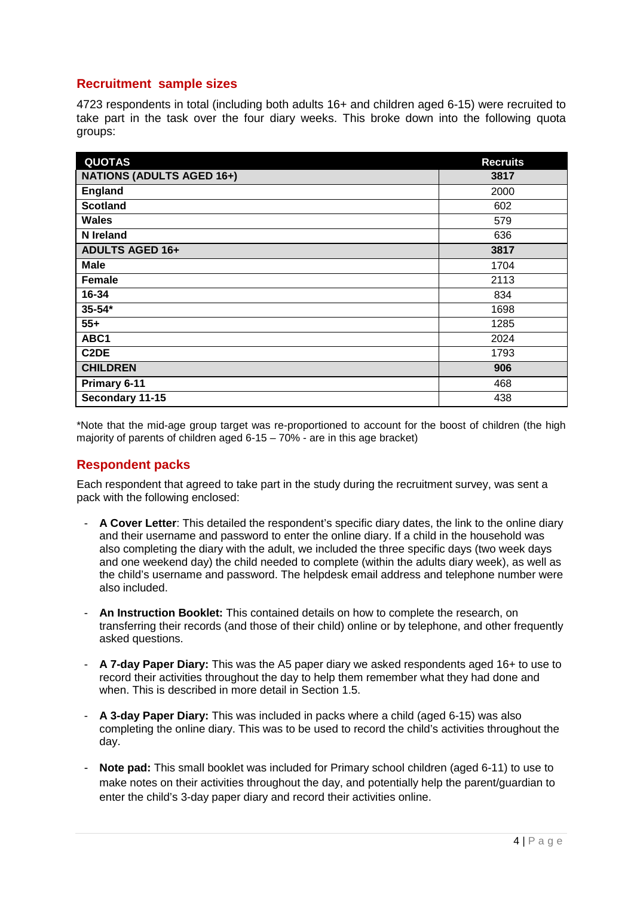## Recruitment sample sizes

4723 respondents in total (including both adults 16+ and children aged 6-15) were recruited to take part in the task over the four diary weeks. This broke down into the following quota groups:

| QUOTAS | Recruits |
|---|---|
| **NATIONS (ADULTS AGED 16+)** | **3817** |
| **England** | 2000 |
| **Scotland** | 602 |
| **Wales** | 579 |
| **N Ireland** | 636 |
| **ADULTS AGED 16+** | **3817** |
| **Male** | 1704 |
| **Female** | 2113 |
| **16-34** | 834 |
| **35-54*** | 1698 |
| **55+** | 1285 |
| **ABC1** | 2024 |
| **C2DE** | 1793 |
| **CHILDREN** | **906** |
| **Primary 6-11** | 468 |
| **Secondary 11-15** | 438 |

*Note that the mid-age group target was re-proportioned to account for the boost of children (the high majority of parents of children aged 6-15 – 70% - are in this age bracket)

## Respondent packs

Each respondent that agreed to take part in the study during the recruitment survey, was sent a pack with the following enclosed:

- **A Cover Letter**: This detailed the respondent's specific diary dates, the link to the online diary and their username and password to enter the online diary. If a child in the household was also completing the diary with the adult, we included the three specific days (two week days and one weekend day) the child needed to complete (within the adults diary week), as well as the child's username and password. The helpdesk email address and telephone number were also included.

- **An Instruction Booklet:** This contained details on how to complete the research, on transferring their records (and those of their child) online or by telephone, and other frequently asked questions.

- **A 7-day Paper Diary:** This was the A5 paper diary we asked respondents aged 16+ to use to record their activities throughout the day to help them remember what they had done and when. This is described in more detail in Section 1.5.

- **A 3-day Paper Diary:** This was included in packs where a child (aged 6-15) was also completing the online diary. This was to be used to record the child's activities throughout the day.

- **Note pad:** This small booklet was included for Primary school children (aged 6-11) to use to make notes on their activities throughout the day, and potentially help the parent/guardian to enter the child's 3-day paper diary and record their activities online.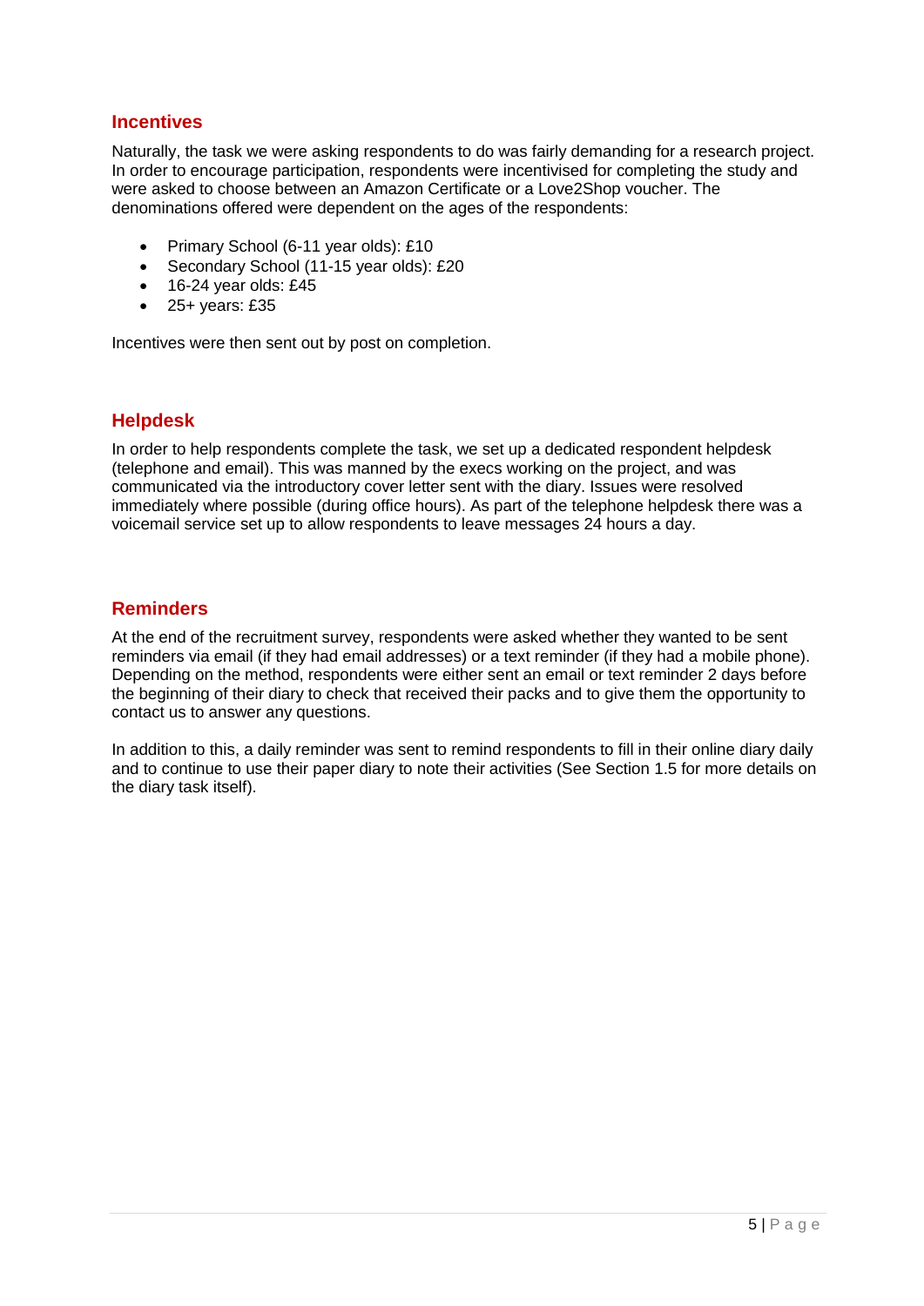## Incentives

Naturally, the task we were asking respondents to do was fairly demanding for a research project. In order to encourage participation, respondents were incentivised for completing the study and were asked to choose between an Amazon Certificate or a Love2Shop voucher. The denominations offered were dependent on the ages of the respondents:

- Primary School (6-11 year olds): £10
- Secondary School (11-15 year olds): £20
- 16-24 year olds: £45
- 25+ years: £35

Incentives were then sent out by post on completion.

## Helpdesk

In order to help respondents complete the task, we set up a dedicated respondent helpdesk (telephone and email). This was manned by the execs working on the project, and was communicated via the introductory cover letter sent with the diary. Issues were resolved immediately where possible (during office hours). As part of the telephone helpdesk there was a voicemail service set up to allow respondents to leave messages 24 hours a day.

## Reminders

At the end of the recruitment survey, respondents were asked whether they wanted to be sent reminders via email (if they had email addresses) or a text reminder (if they had a mobile phone). Depending on the method, respondents were either sent an email or text reminder 2 days before the beginning of their diary to check that received their packs and to give them the opportunity to contact us to answer any questions.

In addition to this, a daily reminder was sent to remind respondents to fill in their online diary daily and to continue to use their paper diary to note their activities (See Section 1.5 for more details on the diary task itself).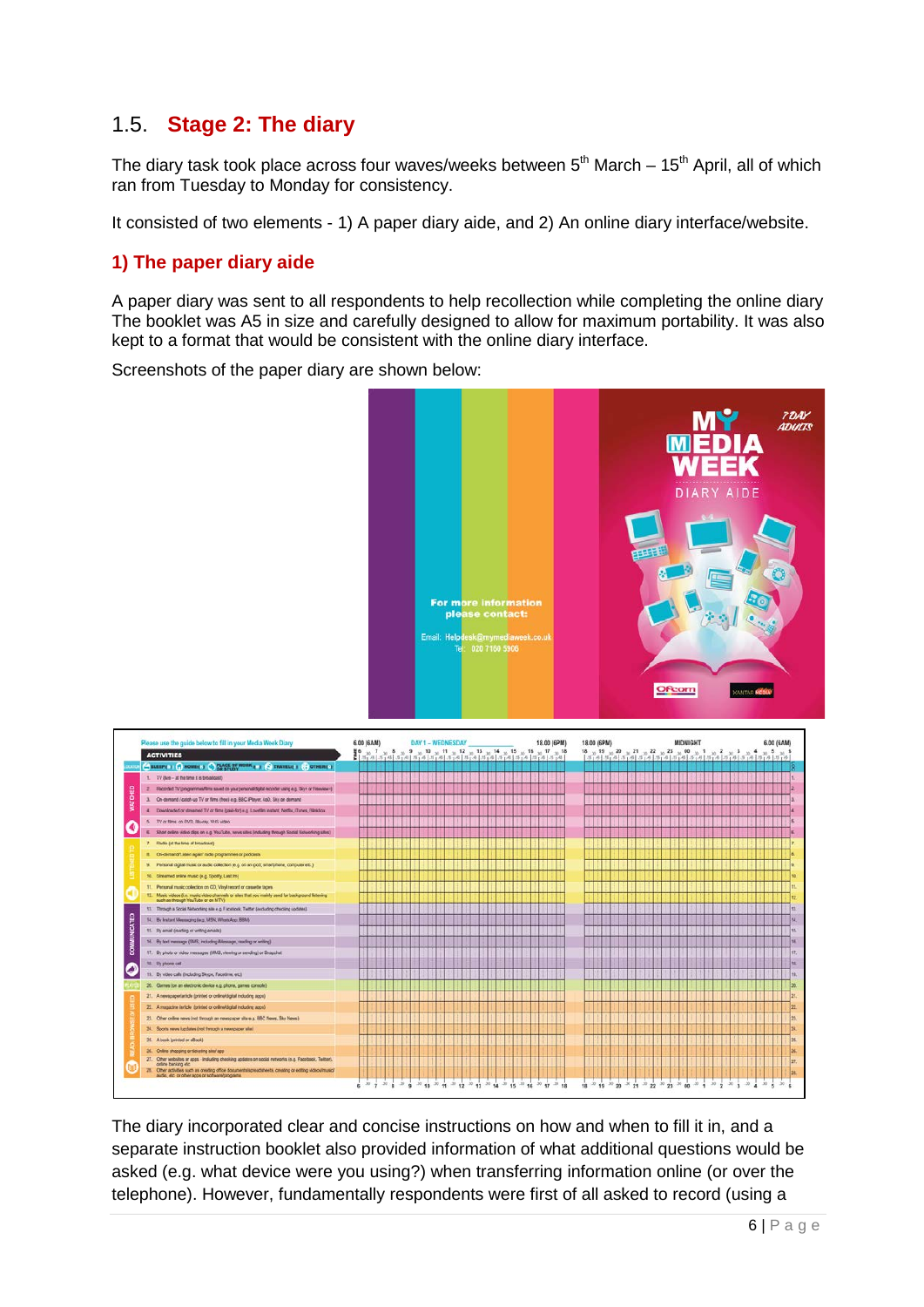## 1.5. Stage 2: The diary

The diary task took place across four waves/weeks between 5th March – 15th April, all of which ran from Tuesday to Monday for consistency.

It consisted of two elements - 1) A paper diary aide, and 2) An online diary interface/website.

### 1) The paper diary aide

A paper diary was sent to all respondents to help recollection while completing the online diary The booklet was A5 in size and carefully designed to allow for maximum portability. It was also kept to a format that would be consistent with the online diary interface.

Screenshots of the paper diary are shown below:

The diary incorporated clear and concise instructions on how and when to fill it in, and a separate instruction booklet also provided information of what additional questions would be asked (e.g. what device were you using?) when transferring information online (or over the telephone). However, fundamentally respondents were first of all asked to record (using a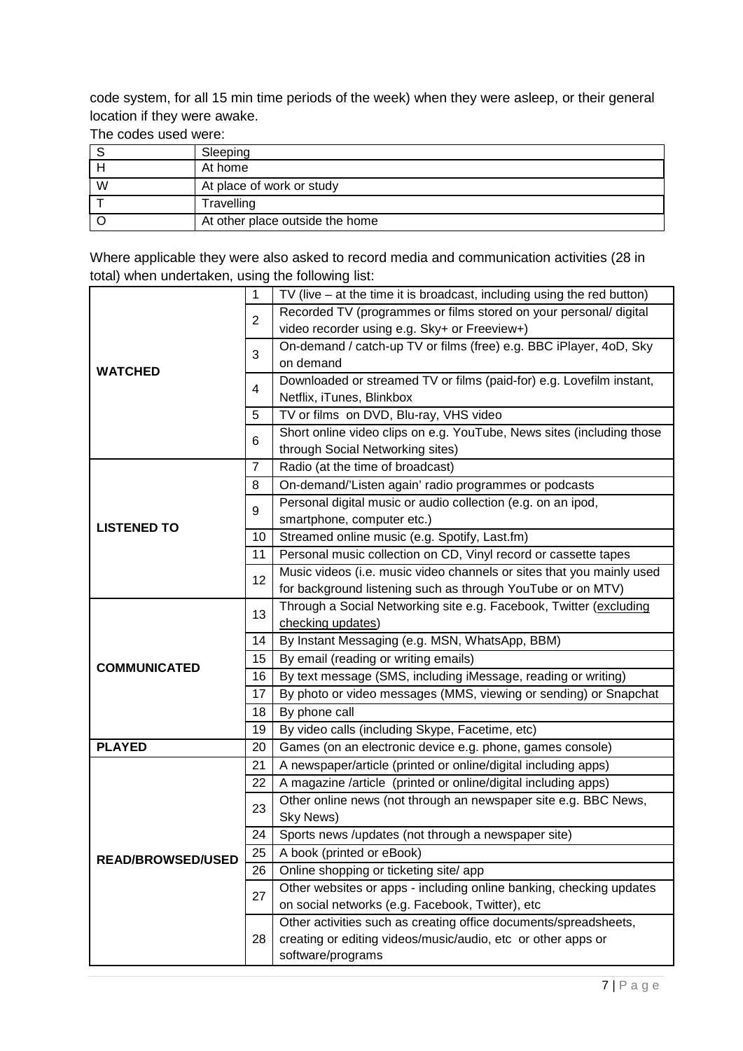code system, for all 15 min time periods of the week) when they were asleep, or their general location if they were awake.

The codes used were:

| | |
|---|---|
| S | Sleeping |
| H | At home |
| W | At place of work or study |
| T | Travelling |
| O | At other place outside the home |

Where applicable they were also asked to record media and communication activities (28 in total) when undertaken, using the following list:

| | | |
|---|---|---|
| **WATCHED** | 1 | TV (live – at the time it is broadcast, including using the red button) |
| | 2 | Recorded TV (programmes or films stored on your personal/ digital video recorder using e.g. Sky+ or Freeview+) |
| | 3 | On-demand / catch-up TV or films (free) e.g. BBC iPlayer, 4oD, Sky on demand |
| | 4 | Downloaded or streamed TV or films (paid-for) e.g. Lovefilm instant, Netflix, iTunes, Blinkbox |
| | 5 | TV or films on DVD, Blu-ray, VHS video |
| | 6 | Short online video clips on e.g. YouTube, News sites (including those through Social Networking sites) |
| **LISTENED TO** | 7 | Radio (at the time of broadcast) |
| | 8 | On-demand/'Listen again' radio programmes or podcasts |
| | 9 | Personal digital music or audio collection (e.g. on an ipod, smartphone, computer etc.) |
| | 10 | Streamed online music (e.g. Spotify, Last.fm) |
| | 11 | Personal music collection on CD, Vinyl record or cassette tapes |
| | 12 | Music videos (i.e. music video channels or sites that you mainly used for background listening such as through YouTube or on MTV) |
| **COMMUNICATED** | 13 | Through a Social Networking site e.g. Facebook, Twitter (excluding checking updates) |
| | 14 | By Instant Messaging (e.g. MSN, WhatsApp, BBM) |
| | 15 | By email (reading or writing emails) |
| | 16 | By text message (SMS, including iMessage, reading or writing) |
| | 17 | By photo or video messages (MMS, viewing or sending) or Snapchat |
| | 18 | By phone call |
| | 19 | By video calls (including Skype, Facetime, etc) |
| **PLAYED** | 20 | Games (on an electronic device e.g. phone, games console) |
| **READ/BROWSED/USED** | 21 | A newspaper/article (printed or online/digital including apps) |
| | 22 | A magazine /article (printed or online/digital including apps) |
| | 23 | Other online news (not through an newspaper site e.g. BBC News, Sky News) |
| | 24 | Sports news /updates (not through a newspaper site) |
| | 25 | A book (printed or eBook) |
| | 26 | Online shopping or ticketing site/ app |
| | 27 | Other websites or apps - including online banking, checking updates on social networks (e.g. Facebook, Twitter), etc |
| | 28 | Other activities such as creating office documents/spreadsheets, creating or editing videos/music/audio, etc or other apps or software/programs |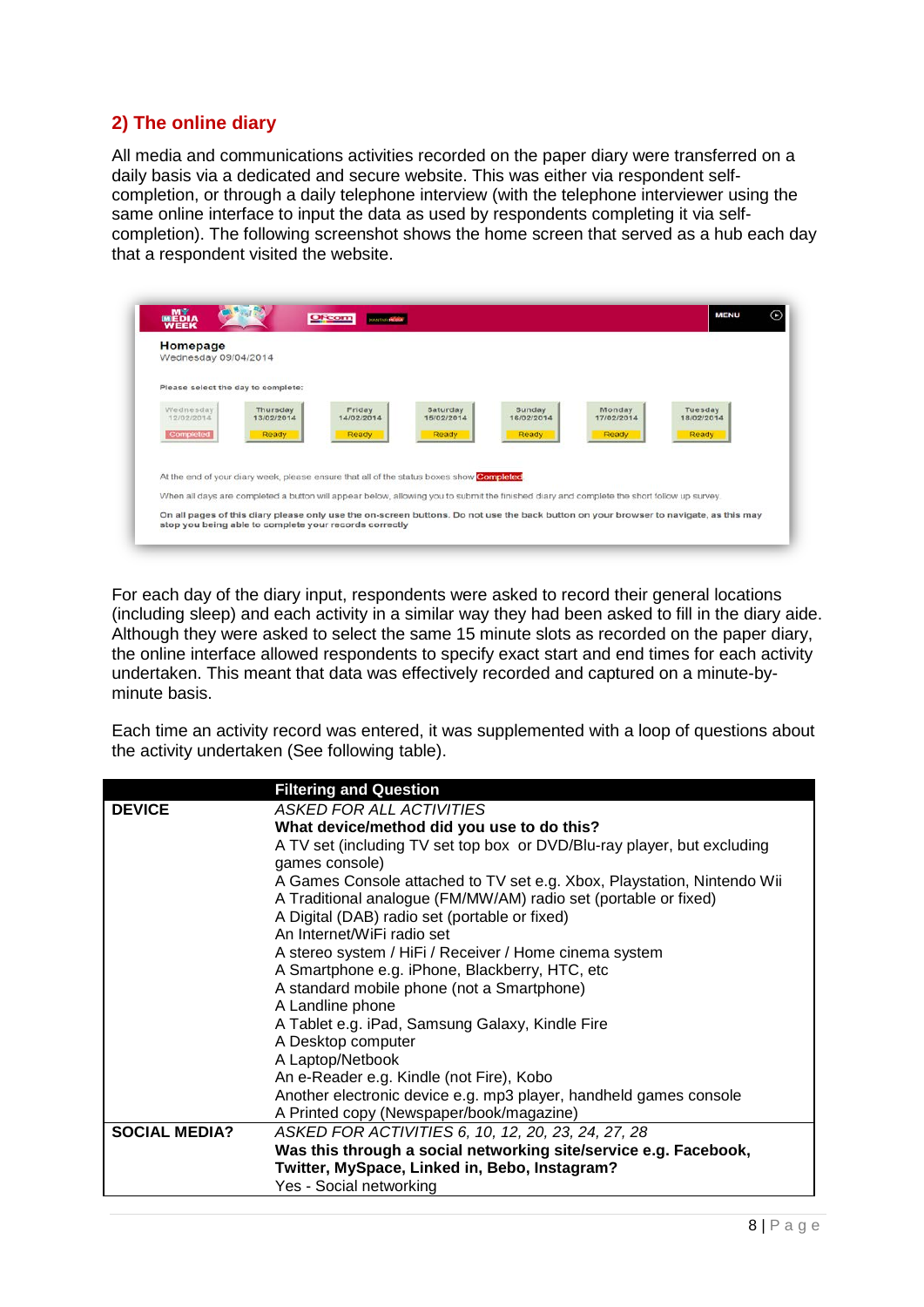## 2) The online diary

All media and communications activities recorded on the paper diary were transferred on a daily basis via a dedicated and secure website. This was either via respondent self-completion, or through a daily telephone interview (with the telephone interviewer using the same online interface to input the data as used by respondents completing it via self-completion). The following screenshot shows the home screen that served as a hub each day that a respondent visited the website.

For each day of the diary input, respondents were asked to record their general locations (including sleep) and each activity in a similar way they had been asked to fill in the diary aide. Although they were asked to select the same 15 minute slots as recorded on the paper diary, the online interface allowed respondents to specify exact start and end times for each activity undertaken. This meant that data was effectively recorded and captured on a minute-by-minute basis.

Each time an activity record was entered, it was supplemented with a loop of questions about the activity undertaken (See following table).

| | Filtering and Question |
|---|---|
| **DEVICE** | *ASKED FOR ALL ACTIVITIES*<br>**What device/method did you use to do this?**<br>A TV set (including TV set top box or DVD/Blu-ray player, but excluding games console)<br>A Games Console attached to TV set e.g. Xbox, Playstation, Nintendo Wii<br>A Traditional analogue (FM/MW/AM) radio set (portable or fixed)<br>A Digital (DAB) radio set (portable or fixed)<br>An Internet/WiFi radio set<br>A stereo system / HiFi / Receiver / Home cinema system<br>A Smartphone e.g. iPhone, Blackberry, HTC, etc<br>A standard mobile phone (not a Smartphone)<br>A Landline phone<br>A Tablet e.g. iPad, Samsung Galaxy, Kindle Fire<br>A Desktop computer<br>A Laptop/Netbook<br>An e-Reader e.g. Kindle (not Fire), Kobo<br>Another electronic device e.g. mp3 player, handheld games console<br>A Printed copy (Newspaper/book/magazine) |
| **SOCIAL MEDIA?** | *ASKED FOR ACTIVITIES 6, 10, 12, 20, 23, 24, 27, 28*<br>**Was this through a social networking site/service e.g. Facebook, Twitter, MySpace, Linked in, Bebo, Instagram?**<br>Yes - Social networking |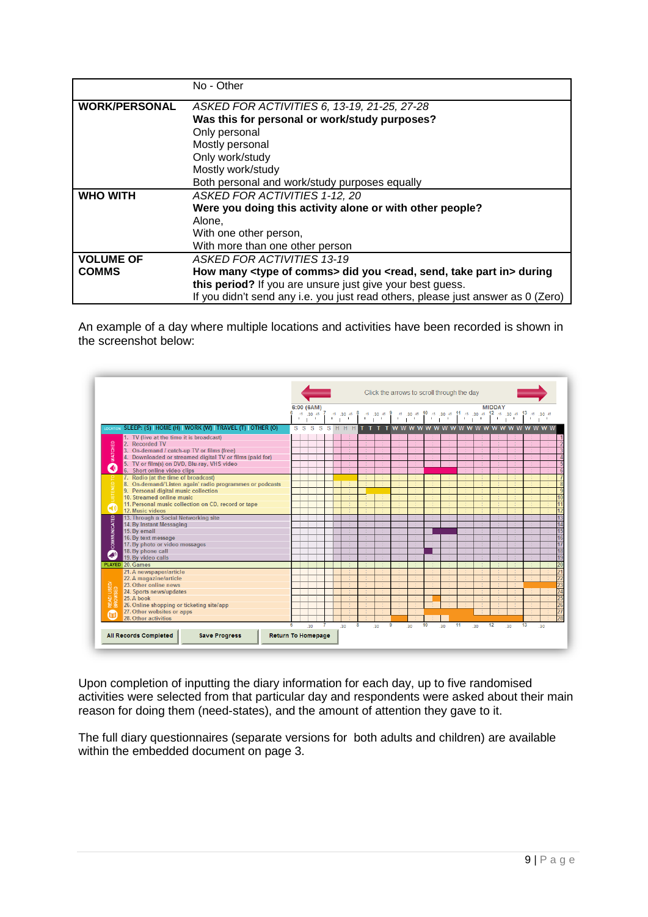| | |
|---|---|
| | No - Other |
| **WORK/PERSONAL** | *ASKED FOR ACTIVITIES 6, 13-19, 21-25, 27-28*<br>**Was this for personal or work/study purposes?**<br>Only personal<br>Mostly personal<br>Only work/study<br>Mostly work/study<br>Both personal and work/study purposes equally |
| **WHO WITH** | *ASKED FOR ACTIVITIES 1-12, 20*<br>**Were you doing this activity alone or with other people?**<br>Alone,<br>With one other person,<br>With more than one other person |
| **VOLUME OF COMMS** | *ASKED FOR ACTIVITIES 13-19*<br>**How many <type of comms> did you <read, send, take part in> during this period?** If you are unsure just give your best guess.<br>If you didn't send any i.e. you just read others, please just answer as 0 (Zero) |

An example of a day where multiple locations and activities have been recorded is shown in the screenshot below:

Upon completion of inputting the diary information for each day, up to five randomised activities were selected from that particular day and respondents were asked about their main reason for doing them (need-states), and the amount of attention they gave to it.

The full diary questionnaires (separate versions for both adults and children) are available within the embedded document on page 3.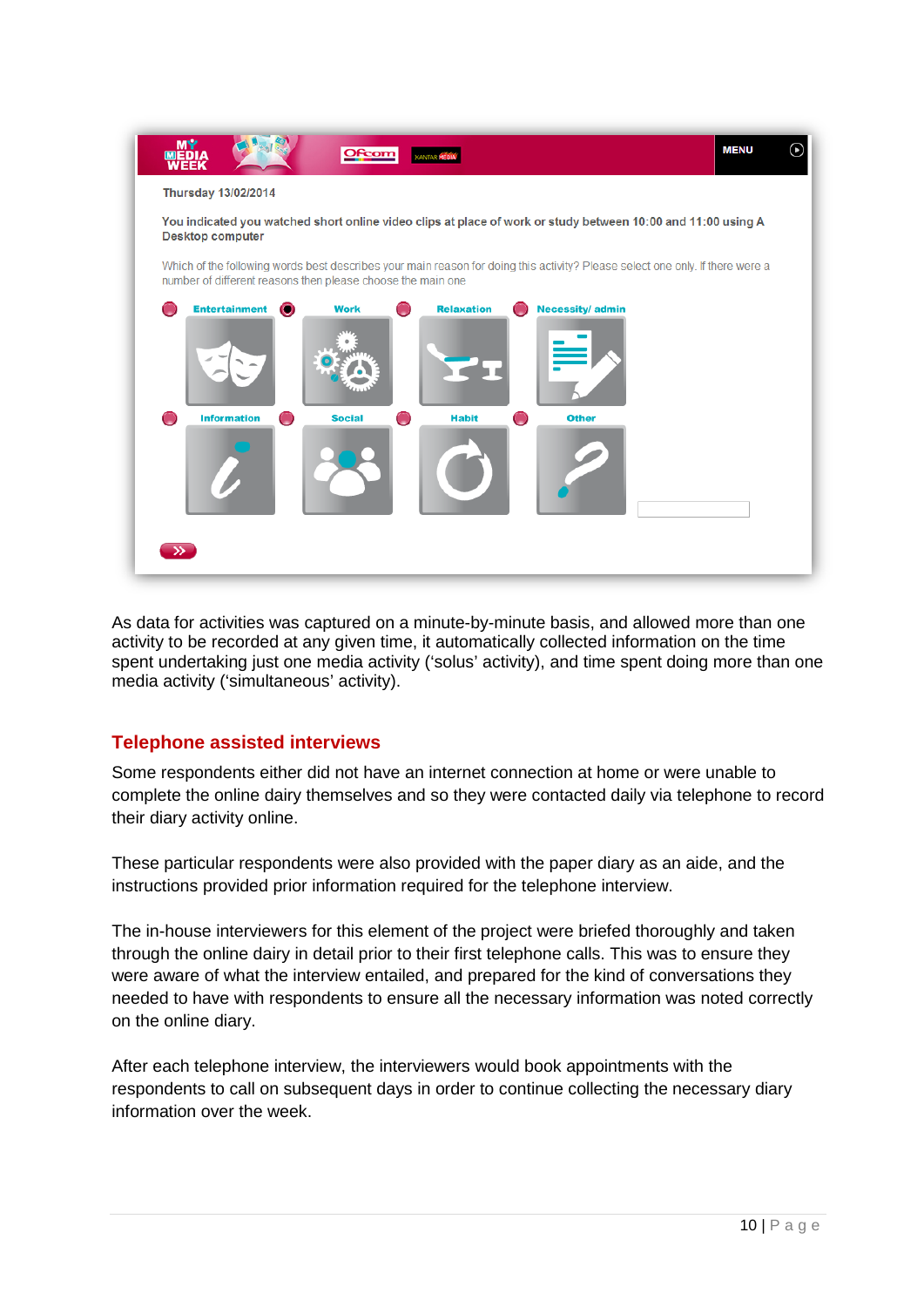Thursday 13/02/2014

You indicated you watched short online video clips at place of work or study between 10:00 and 11:00 using A Desktop computer

Which of the following words best describes your main reason for doing this activity? Please select one only. If there were a number of different reasons then please choose the main one

Entertainment | Work | Relaxation | Necessity/ admin

Information | Social | Habit | Other

As data for activities was captured on a minute-by-minute basis, and allowed more than one activity to be recorded at any given time, it automatically collected information on the time spent undertaking just one media activity ('solus' activity), and time spent doing more than one media activity ('simultaneous' activity).

## Telephone assisted interviews

Some respondents either did not have an internet connection at home or were unable to complete the online dairy themselves and so they were contacted daily via telephone to record their diary activity online.

These particular respondents were also provided with the paper diary as an aide, and the instructions provided prior information required for the telephone interview.

The in-house interviewers for this element of the project were briefed thoroughly and taken through the online dairy in detail prior to their first telephone calls. This was to ensure they were aware of what the interview entailed, and prepared for the kind of conversations they needed to have with respondents to ensure all the necessary information was noted correctly on the online diary.

After each telephone interview, the interviewers would book appointments with the respondents to call on subsequent days in order to continue collecting the necessary diary information over the week.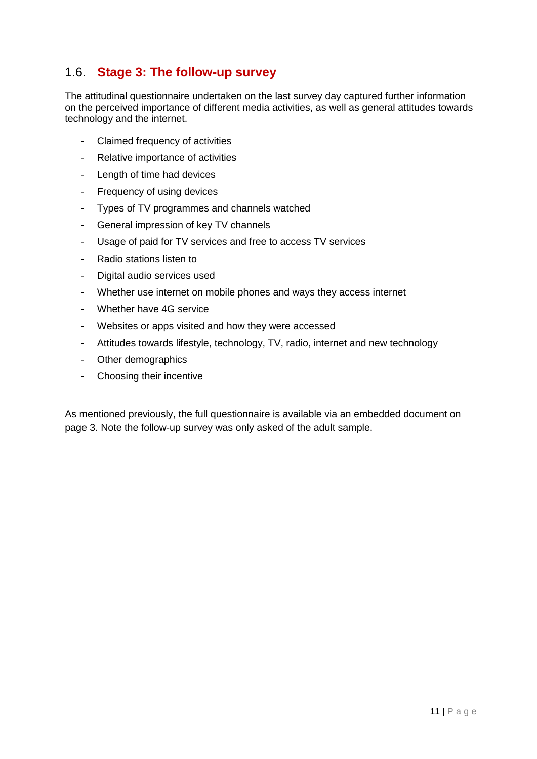## 1.6. Stage 3: The follow-up survey

The attitudinal questionnaire undertaken on the last survey day captured further information on the perceived importance of different media activities, as well as general attitudes towards technology and the internet.

- Claimed frequency of activities
- Relative importance of activities
- Length of time had devices
- Frequency of using devices
- Types of TV programmes and channels watched
- General impression of key TV channels
- Usage of paid for TV services and free to access TV services
- Radio stations listen to
- Digital audio services used
- Whether use internet on mobile phones and ways they access internet
- Whether have 4G service
- Websites or apps visited and how they were accessed
- Attitudes towards lifestyle, technology, TV, radio, internet and new technology
- Other demographics
- Choosing their incentive

As mentioned previously, the full questionnaire is available via an embedded document on page 3. Note the follow-up survey was only asked of the adult sample.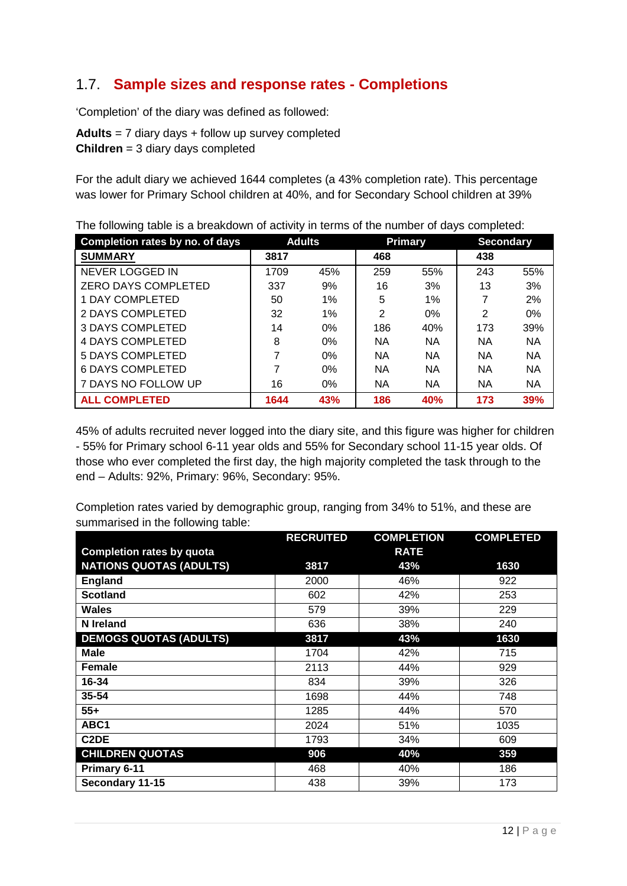## 1.7. Sample sizes and response rates - Completions

'Completion' of the diary was defined as followed:

**Adults** = 7 diary days + follow up survey completed
**Children** = 3 diary days completed

For the adult diary we achieved 1644 completes (a 43% completion rate). This percentage was lower for Primary School children at 40%, and for Secondary School children at 39%

The following table is a breakdown of activity in terms of the number of days completed:

| Completion rates by no. of days | Adults | | Primary | | Secondary | |
|---|---|---|---|---|---|---|
| **SUMMARY** | **3817** | | **468** | | **438** | |
| NEVER LOGGED IN | 1709 | 45% | 259 | 55% | 243 | 55% |
| ZERO DAYS COMPLETED | 337 | 9% | 16 | 3% | 13 | 3% |
| 1 DAY COMPLETED | 50 | 1% | 5 | 1% | 7 | 2% |
| 2 DAYS COMPLETED | 32 | 1% | 2 | 0% | 2 | 0% |
| 3 DAYS COMPLETED | 14 | 0% | 186 | 40% | 173 | 39% |
| 4 DAYS COMPLETED | 8 | 0% | NA | NA | NA | NA |
| 5 DAYS COMPLETED | 7 | 0% | NA | NA | NA | NA |
| 6 DAYS COMPLETED | 7 | 0% | NA | NA | NA | NA |
| 7 DAYS NO FOLLOW UP | 16 | 0% | NA | NA | NA | NA |
| **ALL COMPLETED** | **1644** | **43%** | **186** | **40%** | **173** | **39%** |

45% of adults recruited never logged into the diary site, and this figure was higher for children - 55% for Primary school 6-11 year olds and 55% for Secondary school 11-15 year olds. Of those who ever completed the first day, the high majority completed the task through to the end – Adults: 92%, Primary: 96%, Secondary: 95%.

Completion rates varied by demographic group, ranging from 34% to 51%, and these are summarised in the following table:

| Completion rates by quota | RECRUITED | COMPLETION RATE | COMPLETED |
|---|---|---|---|
| **NATIONS QUOTAS (ADULTS)** | **3817** | **43%** | **1630** |
| **England** | 2000 | 46% | 922 |
| **Scotland** | 602 | 42% | 253 |
| **Wales** | 579 | 39% | 229 |
| **N Ireland** | 636 | 38% | 240 |
| **DEMOGS QUOTAS (ADULTS)** | **3817** | **43%** | **1630** |
| **Male** | 1704 | 42% | 715 |
| **Female** | 2113 | 44% | 929 |
| **16-34** | 834 | 39% | 326 |
| **35-54** | 1698 | 44% | 748 |
| **55+** | 1285 | 44% | 570 |
| **ABC1** | 2024 | 51% | 1035 |
| **C2DE** | 1793 | 34% | 609 |
| **CHILDREN QUOTAS** | **906** | **40%** | **359** |
| **Primary 6-11** | 468 | 40% | 186 |
| **Secondary 11-15** | 438 | 39% | 173 |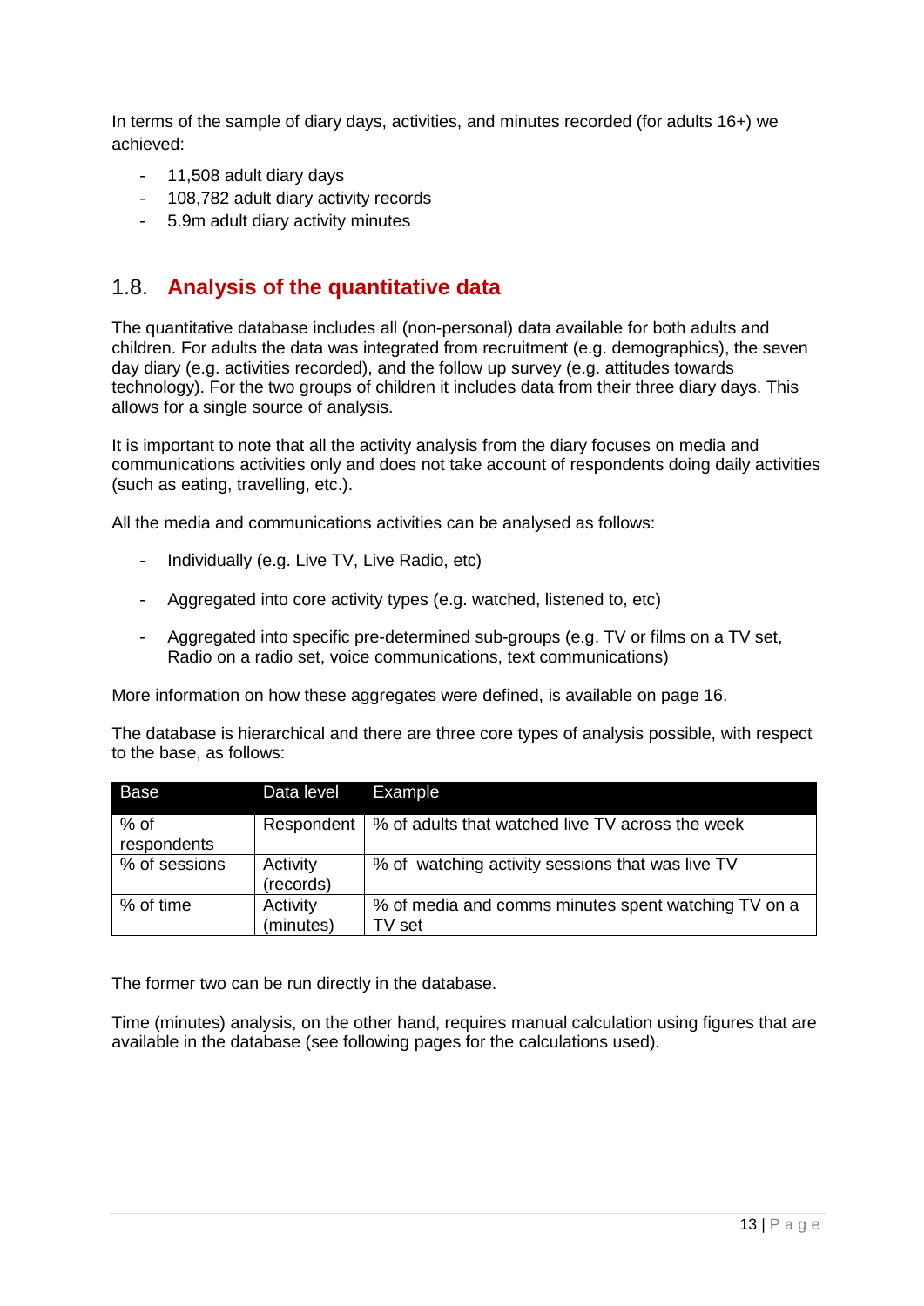In terms of the sample of diary days, activities, and minutes recorded (for adults 16+) we achieved:

- 11,508 adult diary days
- 108,782 adult diary activity records
- 5.9m adult diary activity minutes

## 1.8. Analysis of the quantitative data

The quantitative database includes all (non-personal) data available for both adults and children. For adults the data was integrated from recruitment (e.g. demographics), the seven day diary (e.g. activities recorded), and the follow up survey (e.g. attitudes towards technology). For the two groups of children it includes data from their three diary days. This allows for a single source of analysis.

It is important to note that all the activity analysis from the diary focuses on media and communications activities only and does not take account of respondents doing daily activities (such as eating, travelling, etc.).

All the media and communications activities can be analysed as follows:

- Individually (e.g. Live TV, Live Radio, etc)
- Aggregated into core activity types (e.g. watched, listened to, etc)
- Aggregated into specific pre-determined sub-groups (e.g. TV or films on a TV set, Radio on a radio set, voice communications, text communications)

More information on how these aggregates were defined, is available on page 16.

The database is hierarchical and there are three core types of analysis possible, with respect to the base, as follows:

| Base | Data level | Example |
|---|---|---|
| % of respondents | Respondent | % of adults that watched live TV across the week |
| % of sessions | Activity (records) | % of watching activity sessions that was live TV |
| % of time | Activity (minutes) | % of media and comms minutes spent watching TV on a TV set |

The former two can be run directly in the database.

Time (minutes) analysis, on the other hand, requires manual calculation using figures that are available in the database (see following pages for the calculations used).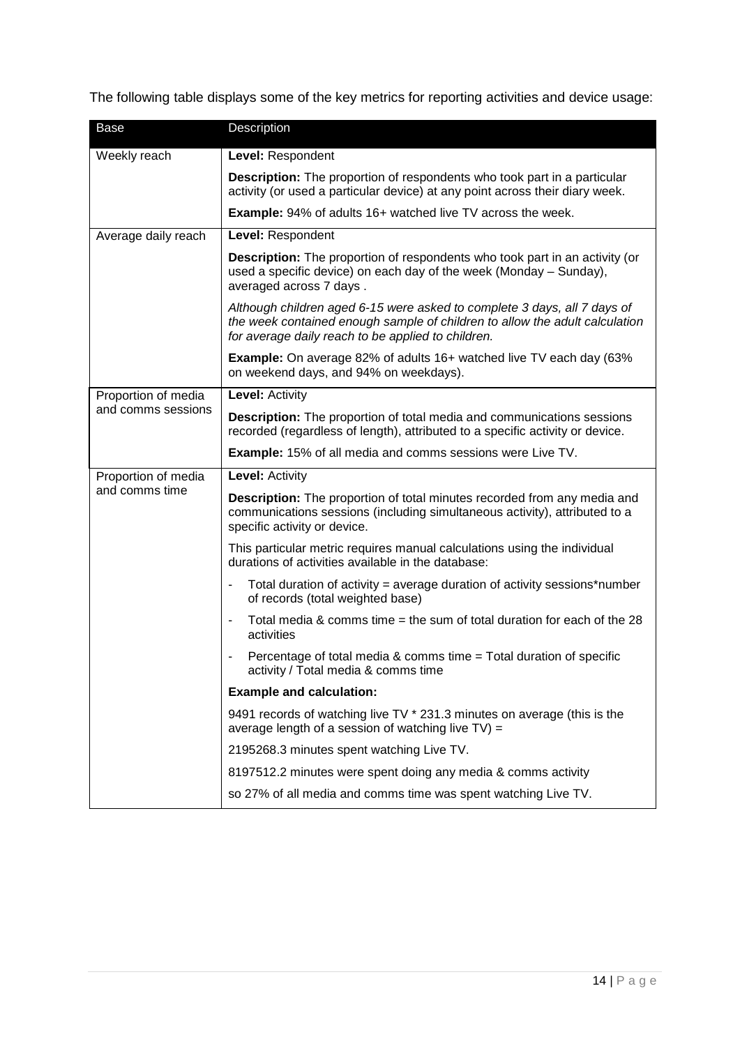The following table displays some of the key metrics for reporting activities and device usage:

| Base | Description |
| --- | --- |
| Weekly reach | **Level:** Respondent<br><br>**Description:** The proportion of respondents who took part in a particular activity (or used a particular device) at any point across their diary week.<br><br>**Example:** 94% of adults 16+ watched live TV across the week. |
| Average daily reach | **Level:** Respondent<br><br>**Description:** The proportion of respondents who took part in an activity (or used a specific device) on each day of the week (Monday – Sunday), averaged across 7 days .<br><br>*Although children aged 6-15 were asked to complete 3 days, all 7 days of the week contained enough sample of children to allow the adult calculation for average daily reach to be applied to children.*<br><br>**Example:** On average 82% of adults 16+ watched live TV each day (63% on weekend days, and 94% on weekdays). |
| Proportion of media and comms sessions | **Level:** Activity<br><br>**Description:** The proportion of total media and communications sessions recorded (regardless of length), attributed to a specific activity or device.<br><br>**Example:** 15% of all media and comms sessions were Live TV. |
| Proportion of media and comms time | **Level:** Activity<br><br>**Description:** The proportion of total minutes recorded from any media and communications sessions (including simultaneous activity), attributed to a specific activity or device.<br><br>This particular metric requires manual calculations using the individual durations of activities available in the database:<br><br>- Total duration of activity = average duration of activity sessions*number of records (total weighted base)<br>- Total media & comms time = the sum of total duration for each of the 28 activities<br>- Percentage of total media & comms time = Total duration of specific activity / Total media & comms time<br><br>**Example and calculation:**<br><br>9491 records of watching live TV * 231.3 minutes on average (this is the average length of a session of watching live TV) =<br><br>2195268.3 minutes spent watching Live TV.<br><br>8197512.2 minutes were spent doing any media & comms activity<br><br>so 27% of all media and comms time was spent watching Live TV. |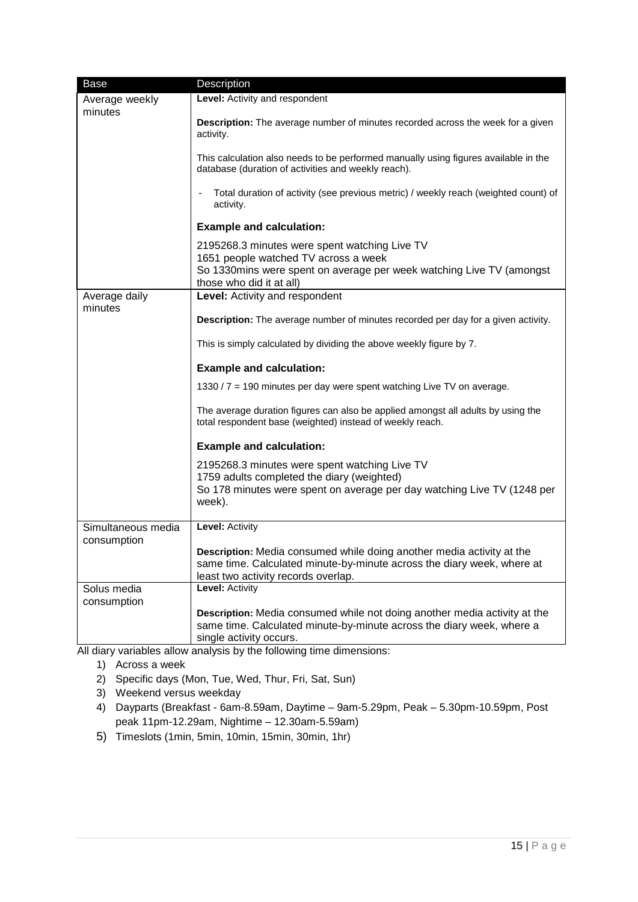| Base | Description |
| --- | --- |
| Average weekly minutes | **Level:** Activity and respondent<br><br>**Description:** The average number of minutes recorded across the week for a given activity.<br><br>This calculation also needs to be performed manually using figures available in the database (duration of activities and weekly reach).<br><br>- Total duration of activity (see previous metric) / weekly reach (weighted count) of activity.<br><br>**Example and calculation:**<br><br>2195268.3 minutes were spent watching Live TV<br>1651 people watched TV across a week<br>So 1330mins were spent on average per week watching Live TV (amongst those who did it at all) |
| Average daily minutes | **Level:** Activity and respondent<br><br>**Description:** The average number of minutes recorded per day for a given activity.<br><br>This is simply calculated by dividing the above weekly figure by 7.<br><br>**Example and calculation:**<br><br>1330 / 7 = 190 minutes per day were spent watching Live TV on average.<br><br>The average duration figures can also be applied amongst all adults by using the total respondent base (weighted) instead of weekly reach.<br><br>**Example and calculation:**<br><br>2195268.3 minutes were spent watching Live TV<br>1759 adults completed the diary (weighted)<br>So 178 minutes were spent on average per day watching Live TV (1248 per week). |
| Simultaneous media consumption | **Level:** Activity<br><br>**Description:** Media consumed while doing another media activity at the same time. Calculated minute-by-minute across the diary week, where at least two activity records overlap. |
| Solus media consumption | **Level:** Activity<br><br>**Description:** Media consumed while not doing another media activity at the same time. Calculated minute-by-minute across the diary week, where a single activity occurs. |

All diary variables allow analysis by the following time dimensions:

1) Across a week
2) Specific days (Mon, Tue, Wed, Thur, Fri, Sat, Sun)
3) Weekend versus weekday
4) Dayparts (Breakfast - 6am-8.59am, Daytime – 9am-5.29pm, Peak – 5.30pm-10.59pm, Post peak 11pm-12.29am, Nightime – 12.30am-5.59am)
5) Timeslots (1min, 5min, 10min, 15min, 30min, 1hr)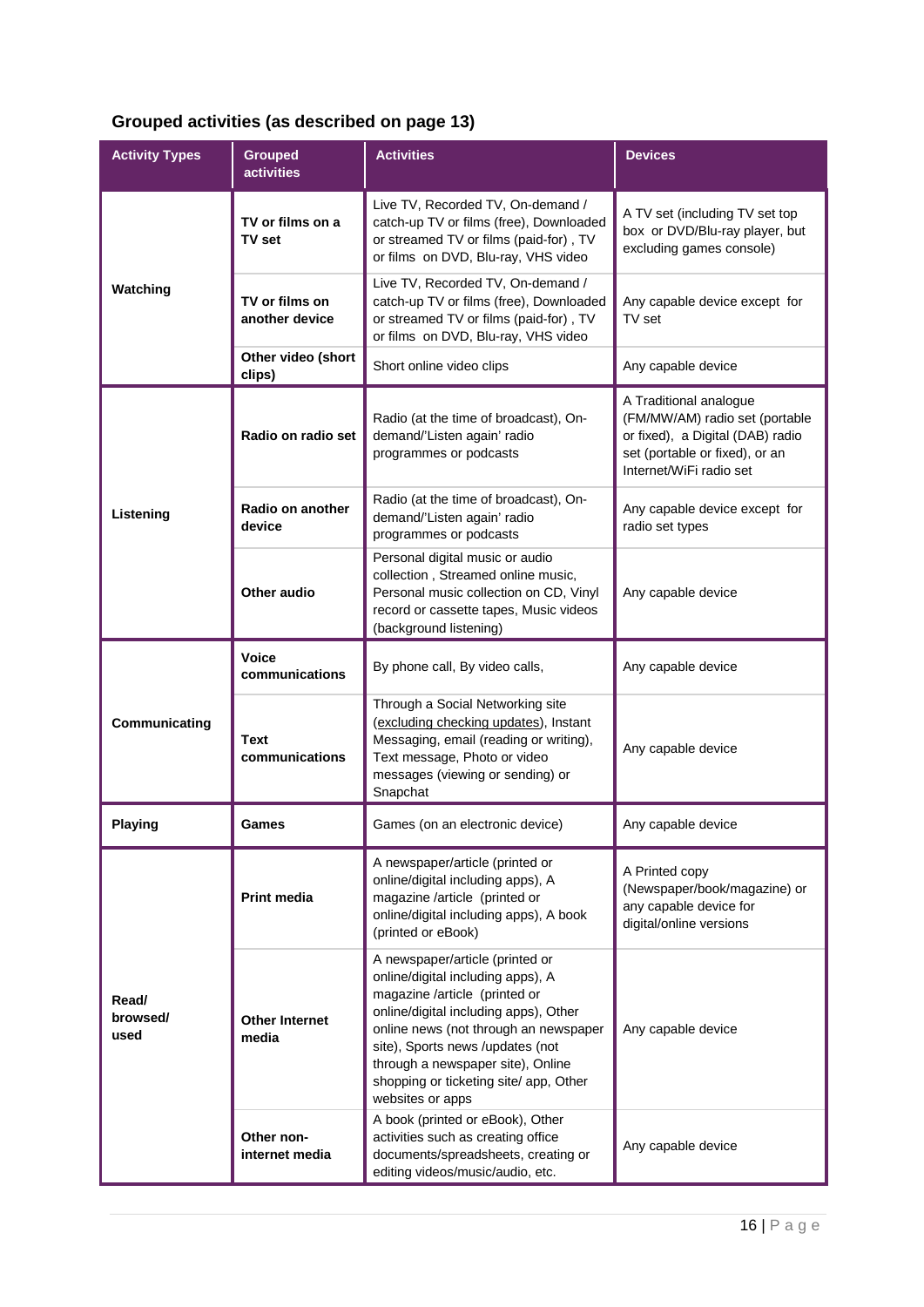## Grouped activities (as described on page 13)

| Activity Types | Grouped activities | Activities | Devices |
|---|---|---|---|
| Watching | TV or films on a TV set | Live TV, Recorded TV, On-demand / catch-up TV or films (free), Downloaded or streamed TV or films (paid-for) , TV or films on DVD, Blu-ray, VHS video | A TV set (including TV set top box or DVD/Blu-ray player, but excluding games console) |
| | TV or films on another device | Live TV, Recorded TV, On-demand / catch-up TV or films (free), Downloaded or streamed TV or films (paid-for) , TV or films on DVD, Blu-ray, VHS video | Any capable device except for TV set |
| | Other video (short clips) | Short online video clips | Any capable device |
| Listening | Radio on radio set | Radio (at the time of broadcast), On-demand/'Listen again' radio programmes or podcasts | A Traditional analogue (FM/MW/AM) radio set (portable or fixed), a Digital (DAB) radio set (portable or fixed), or an Internet/WiFi radio set |
| | Radio on another device | Radio (at the time of broadcast), On-demand/'Listen again' radio programmes or podcasts | Any capable device except for radio set types |
| | Other audio | Personal digital music or audio collection , Streamed online music, Personal music collection on CD, Vinyl record or cassette tapes, Music videos (background listening) | Any capable device |
| Communicating | Voice communications | By phone call, By video calls, | Any capable device |
| | Text communications | Through a Social Networking site (excluding checking updates), Instant Messaging, email (reading or writing), Text message, Photo or video messages (viewing or sending) or Snapchat | Any capable device |
| Playing | Games | Games (on an electronic device) | Any capable device |
| Read/ browsed/ used | Print media | A newspaper/article (printed or online/digital including apps), A magazine /article (printed or online/digital including apps), A book (printed or eBook) | A Printed copy (Newspaper/book/magazine) or any capable device for digital/online versions |
| | Other Internet media | A newspaper/article (printed or online/digital including apps), A magazine /article (printed or online/digital including apps), Other online news (not through an newspaper site), Sports news /updates (not through a newspaper site), Online shopping or ticketing site/ app, Other websites or apps | Any capable device |
| | Other non-internet media | A book (printed or eBook), Other activities such as creating office documents/spreadsheets, creating or editing videos/music/audio, etc. | Any capable device |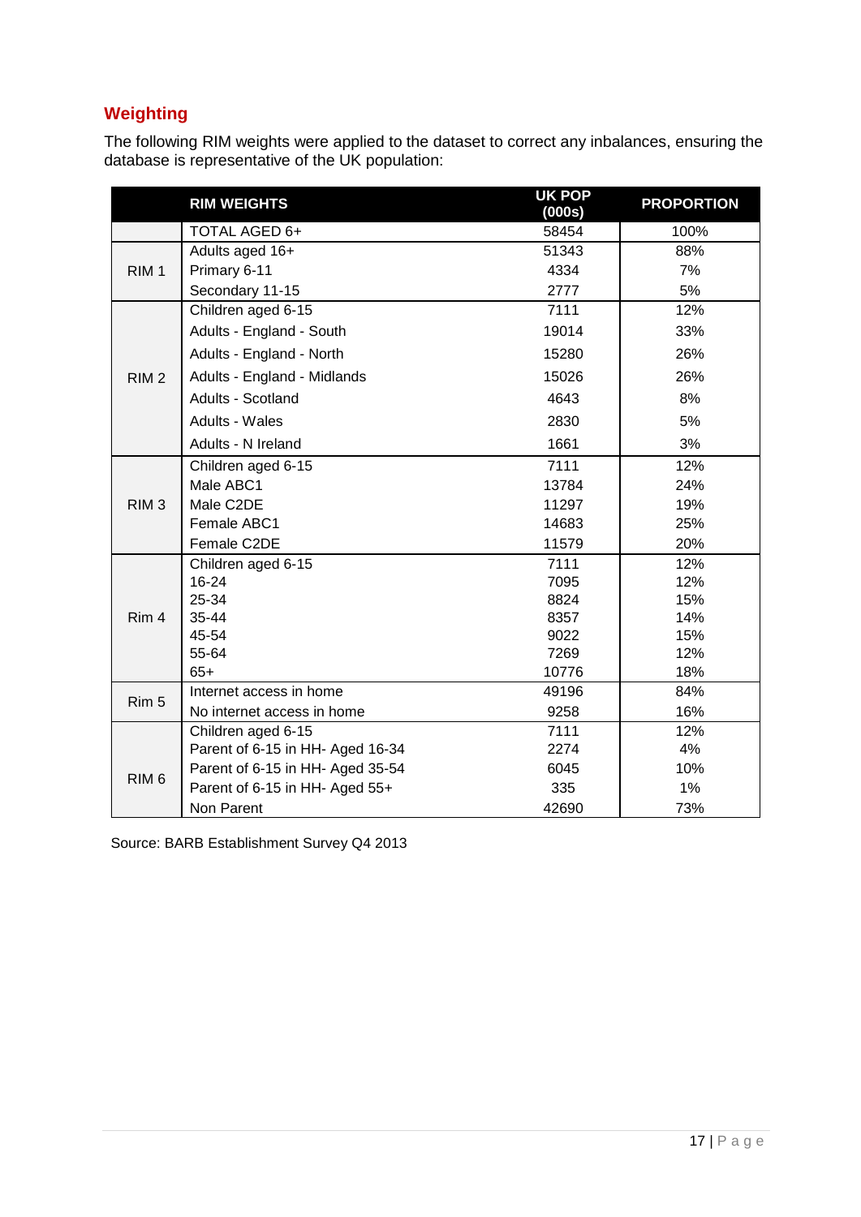## Weighting

The following RIM weights were applied to the dataset to correct any inbalances, ensuring the database is representative of the UK population:

| | RIM WEIGHTS | UK POP (000s) | PROPORTION |
|---|---|---|---|
| | TOTAL AGED 6+ | 58454 | 100% |
| RIM 1 | Adults aged 16+ | 51343 | 88% |
| | Primary 6-11 | 4334 | 7% |
| | Secondary 11-15 | 2777 | 5% |
| RIM 2 | Children aged 6-15 | 7111 | 12% |
| | Adults - England - South | 19014 | 33% |
| | Adults - England - North | 15280 | 26% |
| | Adults - England - Midlands | 15026 | 26% |
| | Adults - Scotland | 4643 | 8% |
| | Adults - Wales | 2830 | 5% |
| | Adults - N Ireland | 1661 | 3% |
| RIM 3 | Children aged 6-15 | 7111 | 12% |
| | Male ABC1 | 13784 | 24% |
| | Male C2DE | 11297 | 19% |
| | Female ABC1 | 14683 | 25% |
| | Female C2DE | 11579 | 20% |
| Rim 4 | Children aged 6-15 | 7111 | 12% |
| | 16-24 | 7095 | 12% |
| | 25-34 | 8824 | 15% |
| | 35-44 | 8357 | 14% |
| | 45-54 | 9022 | 15% |
| | 55-64 | 7269 | 12% |
| | 65+ | 10776 | 18% |
| Rim 5 | Internet access in home | 49196 | 84% |
| | No internet access in home | 9258 | 16% |
| RIM 6 | Children aged 6-15 | 7111 | 12% |
| | Parent of 6-15 in HH- Aged 16-34 | 2274 | 4% |
| | Parent of 6-15 in HH- Aged 35-54 | 6045 | 10% |
| | Parent of 6-15 in HH- Aged 55+ | 335 | 1% |
| | Non Parent | 42690 | 73% |

Source: BARB Establishment Survey Q4 2013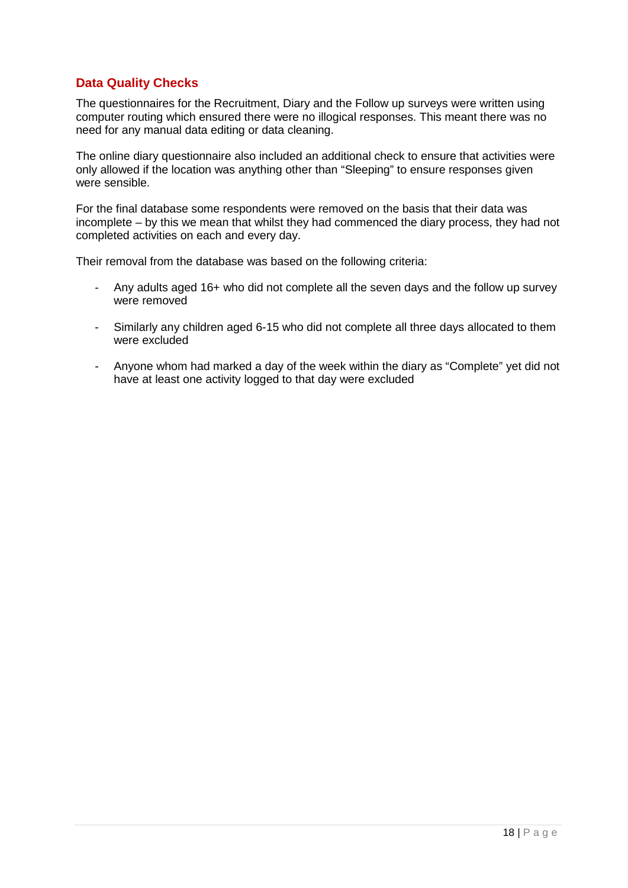## Data Quality Checks

The questionnaires for the Recruitment, Diary and the Follow up surveys were written using computer routing which ensured there were no illogical responses. This meant there was no need for any manual data editing or data cleaning.

The online diary questionnaire also included an additional check to ensure that activities were only allowed if the location was anything other than "Sleeping" to ensure responses given were sensible.

For the final database some respondents were removed on the basis that their data was incomplete – by this we mean that whilst they had commenced the diary process, they had not completed activities on each and every day.

Their removal from the database was based on the following criteria:

- Any adults aged 16+ who did not complete all the seven days and the follow up survey were removed
- Similarly any children aged 6-15 who did not complete all three days allocated to them were excluded
- Anyone whom had marked a day of the week within the diary as "Complete" yet did not have at least one activity logged to that day were excluded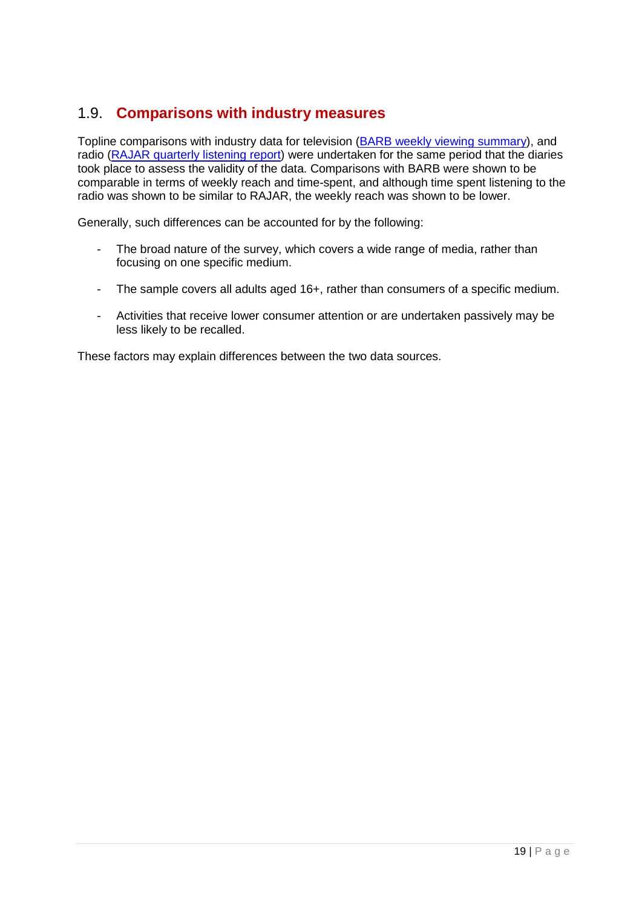## 1.9. Comparisons with industry measures

Topline comparisons with industry data for television (BARB weekly viewing summary), and radio (RAJAR quarterly listening report) were undertaken for the same period that the diaries took place to assess the validity of the data. Comparisons with BARB were shown to be comparable in terms of weekly reach and time-spent, and although time spent listening to the radio was shown to be similar to RAJAR, the weekly reach was shown to be lower.

Generally, such differences can be accounted for by the following:

- The broad nature of the survey, which covers a wide range of media, rather than focusing on one specific medium.
- The sample covers all adults aged 16+, rather than consumers of a specific medium.
- Activities that receive lower consumer attention or are undertaken passively may be less likely to be recalled.

These factors may explain differences between the two data sources.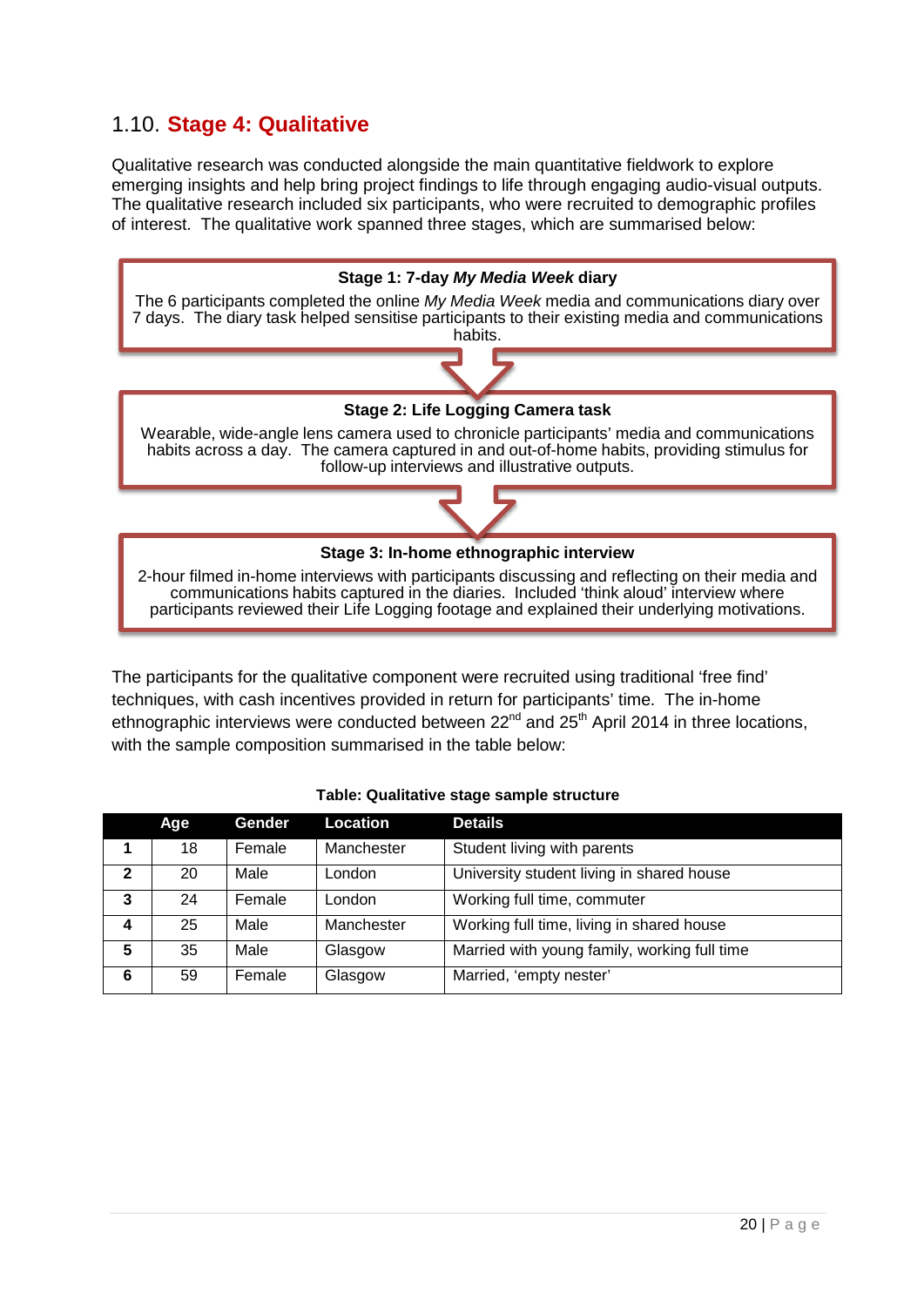## 1.10. Stage 4: Qualitative

Qualitative research was conducted alongside the main quantitative fieldwork to explore emerging insights and help bring project findings to life through engaging audio-visual outputs. The qualitative research included six participants, who were recruited to demographic profiles of interest. The qualitative work spanned three stages, which are summarised below:

**Stage 1: 7-day *My Media Week* diary**

The 6 participants completed the online *My Media Week* media and communications diary over 7 days. The diary task helped sensitise participants to their existing media and communications habits.

**Stage 2: Life Logging Camera task**

Wearable, wide-angle lens camera used to chronicle participants' media and communications habits across a day. The camera captured in and out-of-home habits, providing stimulus for follow-up interviews and illustrative outputs.

**Stage 3: In-home ethnographic interview**

2-hour filmed in-home interviews with participants discussing and reflecting on their media and communications habits captured in the diaries. Included 'think aloud' interview where participants reviewed their Life Logging footage and explained their underlying motivations.

The participants for the qualitative component were recruited using traditional 'free find' techniques, with cash incentives provided in return for participants' time. The in-home ethnographic interviews were conducted between 22nd and 25th April 2014 in three locations, with the sample composition summarised in the table below:

**Table: Qualitative stage sample structure**

| | Age | Gender | Location | Details |
|---|---|---|---|---|
| **1** | 18 | Female | Manchester | Student living with parents |
| **2** | 20 | Male | London | University student living in shared house |
| **3** | 24 | Female | London | Working full time, commuter |
| **4** | 25 | Male | Manchester | Working full time, living in shared house |
| **5** | 35 | Male | Glasgow | Married with young family, working full time |
| **6** | 59 | Female | Glasgow | Married, 'empty nester' |